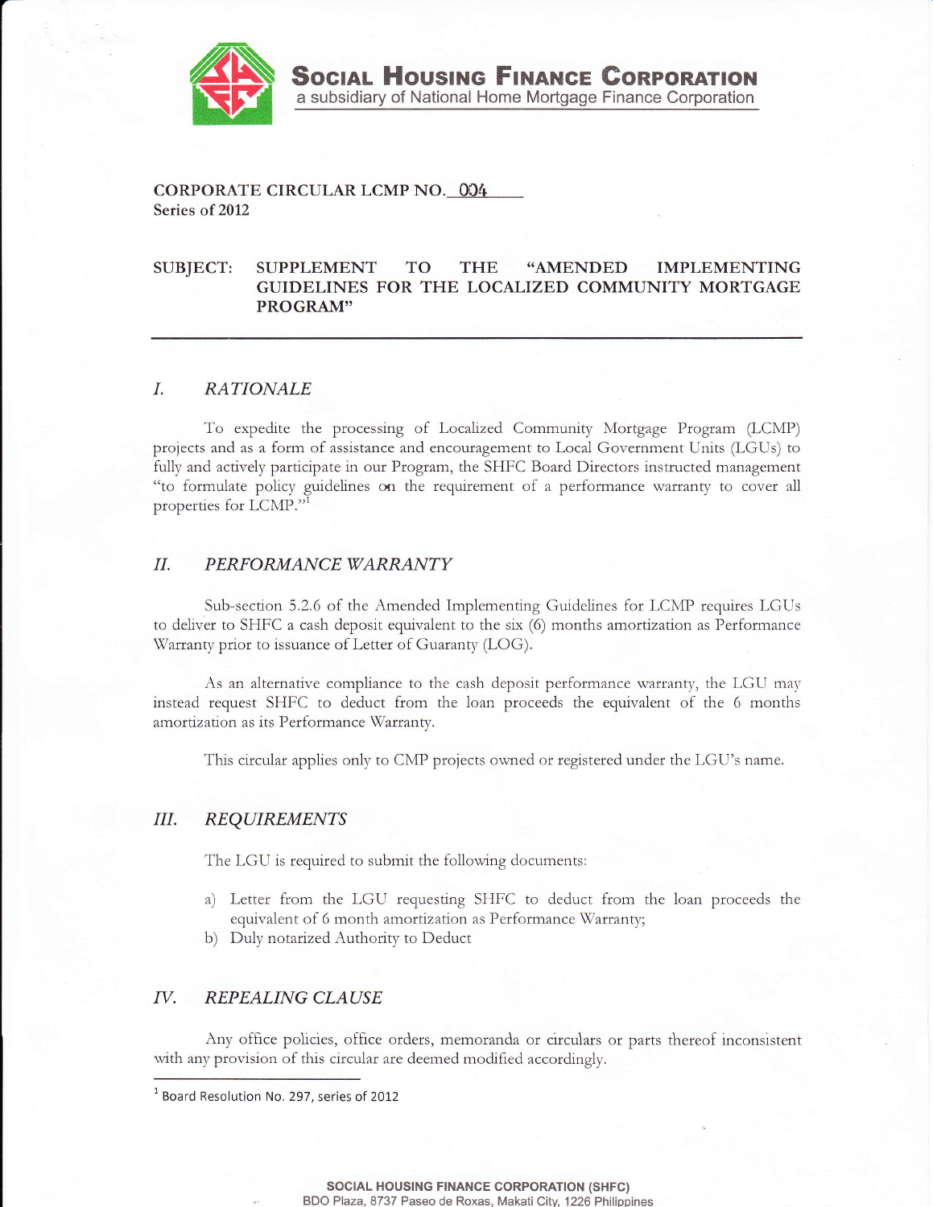**SOCIAL HOUSING FINANCE CORPORATION**
a subsidiary of National Home Mortgage Finance Corporation

**CORPORATE CIRCULAR LCMP NO. 004**
**Series of 2012**

**SUBJECT: SUPPLEMENT TO THE "AMENDED IMPLEMENTING GUIDELINES FOR THE LOCALIZED COMMUNITY MORTGAGE PROGRAM"**

---

## *I. RATIONALE*

To expedite the processing of Localized Community Mortgage Program (LCMP) projects and as a form of assistance and encouragement to Local Government Units (LGUs) to fully and actively participate in our Program, the SHFC Board Directors instructed management "to formulate policy guidelines on the requirement of a performance warranty to cover all properties for LCMP."[1]

## *II. PERFORMANCE WARRANTY*

Sub-section 5.2.6 of the Amended Implementing Guidelines for LCMP requires LGUs to deliver to SHFC a cash deposit equivalent to the six (6) months amortization as Performance Warranty prior to issuance of Letter of Guaranty (LOG).

As an alternative compliance to the cash deposit performance warranty, the LGU may instead request SHFC to deduct from the loan proceeds the equivalent of the 6 months amortization as its Performance Warranty.

This circular applies only to CMP projects owned or registered under the LGU's name.

## *III. REQUIREMENTS*

The LGU is required to submit the following documents:

a) Letter from the LGU requesting SHFC to deduct from the loan proceeds the equivalent of 6 month amortization as Performance Warranty;
b) Duly notarized Authority to Deduct

## *IV. REPEALING CLAUSE*

Any office policies, office orders, memoranda or circulars or parts thereof inconsistent with any provision of this circular are deemed modified accordingly.

---

[1] Board Resolution No. 297, series of 2012

**SOCIAL HOUSING FINANCE CORPORATION (SHFC)**
BDO Plaza, 8737 Paseo de Roxas, Makati City, 1226 Philippines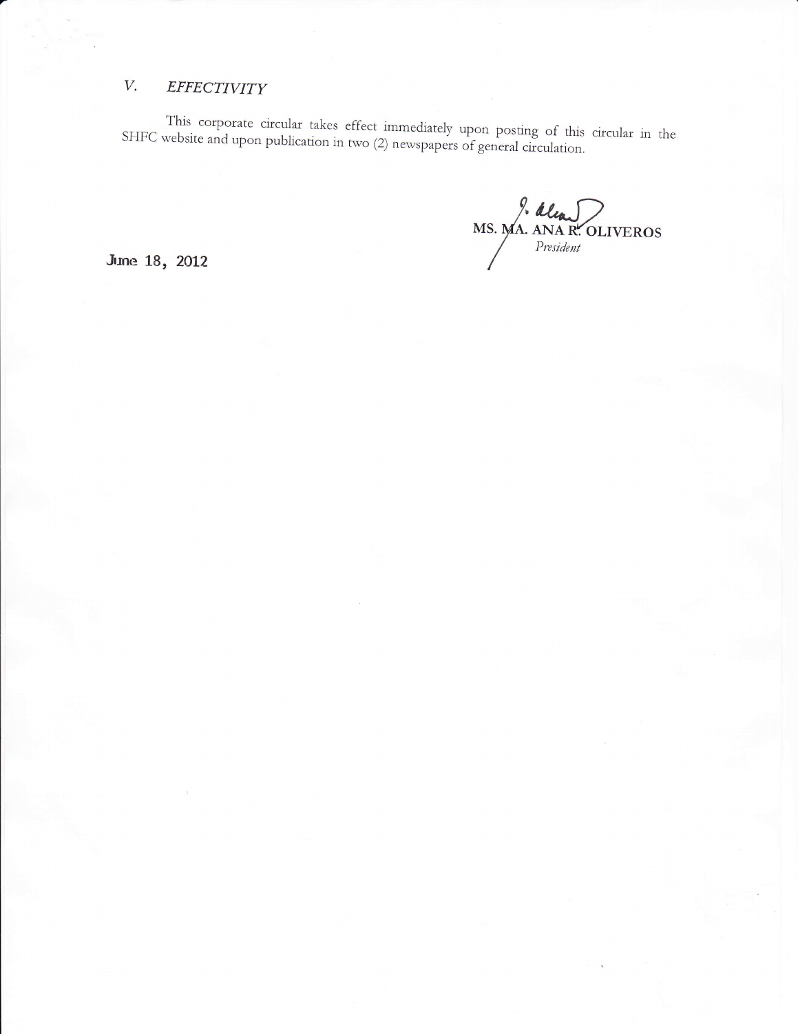## V. *EFFECTIVITY*

This corporate circular takes effect immediately upon posting of this circular in the SHFC website and upon publication in two (2) newspapers of general circulation.

MS. MA. ANA R. OLIVEROS
*President*

June 18, 2012